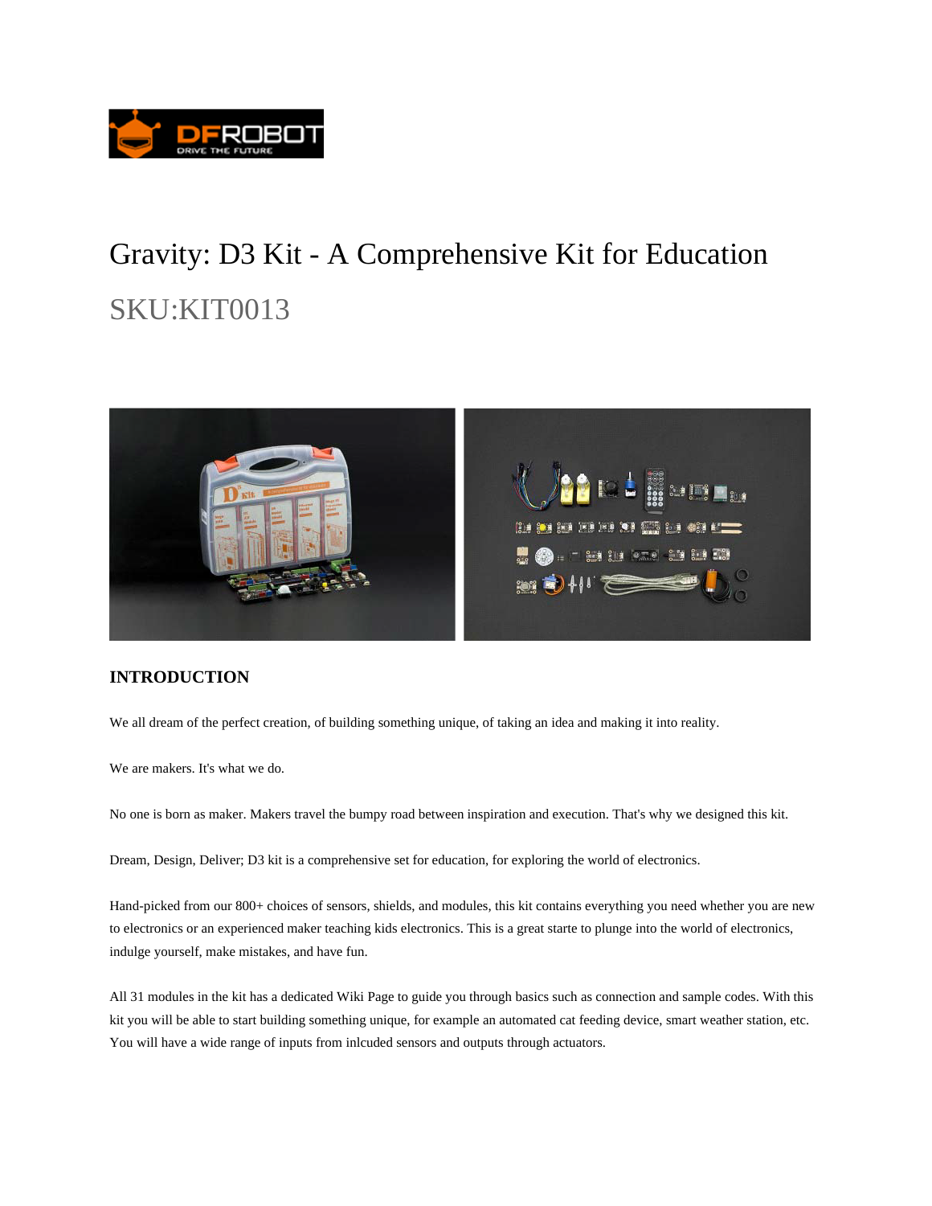# Gravity: D3 Kit - A Comprehensive Kit for Education

## SKU:KIT0013

### INTRODUCTION

We all dream of the perfect creation, of building something unique, of taking an idea and making it into reality.

We are makers. It's what we do.

No one is born as maker. Makers travel the bumpy road between inspiration and execution. That's why we designed this kit.

Dream, Design, Deliver; D3 kit is a comprehensive set for education, for exploring the world of electronics.

Hand-picked from our 800+ choices of sensors, shields, and modules, this kit contains everything you need whether you are new to electronics or an experienced maker teaching kids electronics. This is a great starte to plunge into the world of electronics, indulge yourself, make mistakes, and have fun.

All 31 modules in the kit has a dedicated Wiki Page to guide you through basics such as connection and sample codes. With this kit you will be able to start building something unique, for example an automated cat feeding device, smart weather station, etc. You will have a wide range of inputs from inlcuded sensors and outputs through actuators.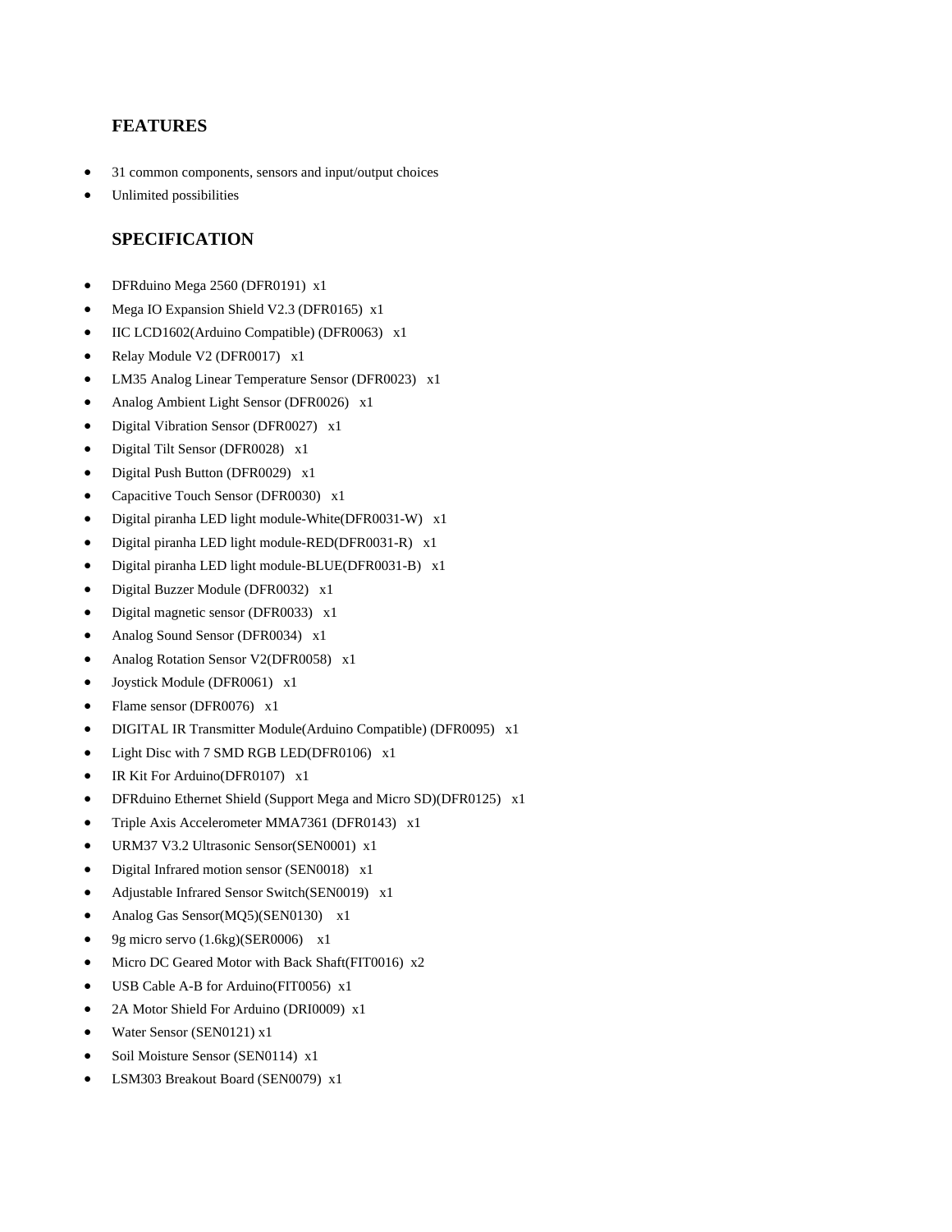## FEATURES

- 31 common components, sensors and input/output choices
- Unlimited possibilities

## SPECIFICATION

- DFRduino Mega 2560 (DFR0191) x1
- Mega IO Expansion Shield V2.3 (DFR0165) x1
- IIC LCD1602(Arduino Compatible) (DFR0063) x1
- Relay Module V2 (DFR0017) x1
- LM35 Analog Linear Temperature Sensor (DFR0023) x1
- Analog Ambient Light Sensor (DFR0026) x1
- Digital Vibration Sensor (DFR0027) x1
- Digital Tilt Sensor (DFR0028) x1
- Digital Push Button (DFR0029) x1
- Capacitive Touch Sensor (DFR0030) x1
- Digital piranha LED light module-White(DFR0031-W) x1
- Digital piranha LED light module-RED(DFR0031-R) x1
- Digital piranha LED light module-BLUE(DFR0031-B) x1
- Digital Buzzer Module (DFR0032) x1
- Digital magnetic sensor (DFR0033) x1
- Analog Sound Sensor (DFR0034) x1
- Analog Rotation Sensor V2(DFR0058) x1
- Joystick Module (DFR0061) x1
- Flame sensor (DFR0076) x1
- DIGITAL IR Transmitter Module(Arduino Compatible) (DFR0095) x1
- Light Disc with 7 SMD RGB LED(DFR0106) x1
- IR Kit For Arduino(DFR0107) x1
- DFRduino Ethernet Shield (Support Mega and Micro SD)(DFR0125) x1
- Triple Axis Accelerometer MMA7361 (DFR0143) x1
- URM37 V3.2 Ultrasonic Sensor(SEN0001) x1
- Digital Infrared motion sensor (SEN0018) x1
- Adjustable Infrared Sensor Switch(SEN0019) x1
- Analog Gas Sensor(MQ5)(SEN0130) x1
- 9g micro servo (1.6kg)(SER0006) x1
- Micro DC Geared Motor with Back Shaft(FIT0016) x2
- USB Cable A-B for Arduino(FIT0056) x1
- 2A Motor Shield For Arduino (DRI0009) x1
- Water Sensor (SEN0121) x1
- Soil Moisture Sensor (SEN0114) x1
- LSM303 Breakout Board (SEN0079) x1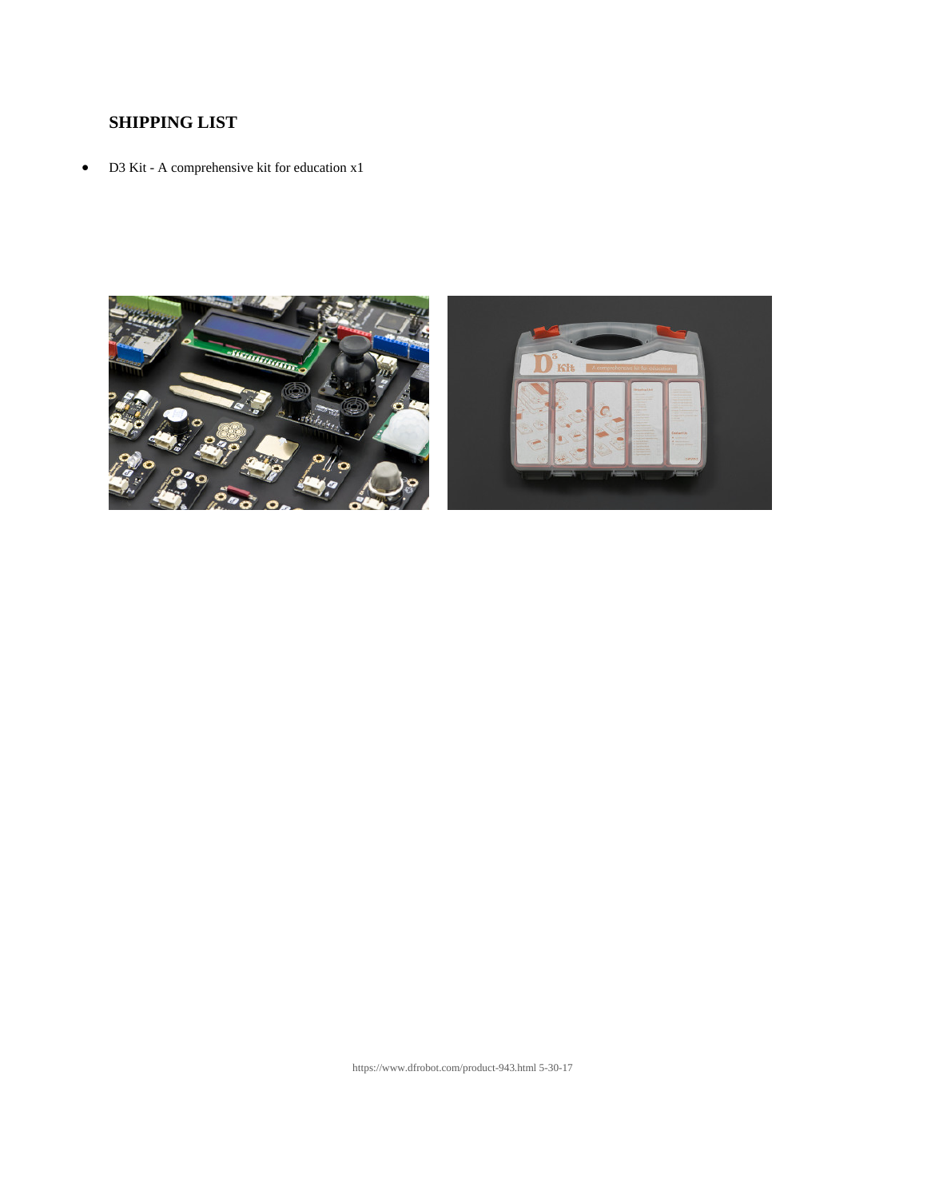## SHIPPING LIST

- D3 Kit - A comprehensive kit for education x1